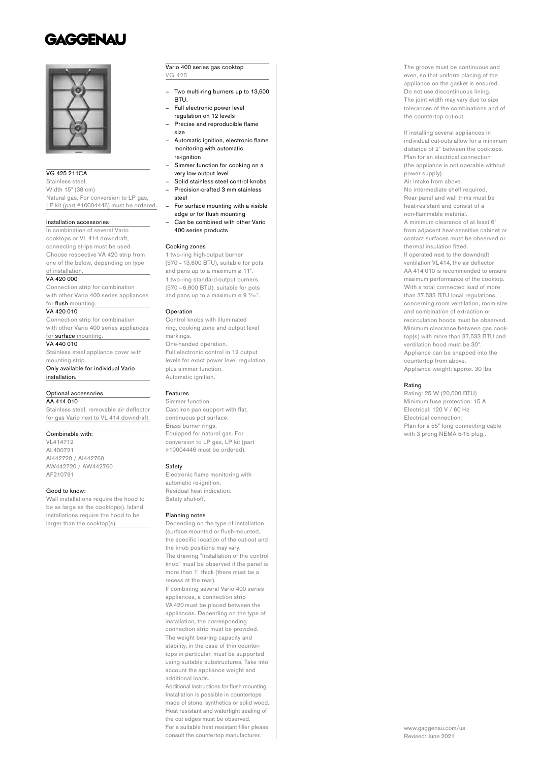# GAGGENAU

VG 425 211CA

Stainless steel
Width 15" (38 cm)
Natural gas. For conversion to LP gas, LP kit (part #10004446) must be ordered.

## Installation accessories

In combination of several Vario cooktops or VL 414 downdraft, connecting strips must be used. Choose respective VA 420 strip from one of the below, depending on type of installation.

**VA 420 000**
Connection strip for combination with other Vario 400 series appliances for **flush** mounting.

**VA 420 010**
Connection strip for combination with other Vario 400 series appliances for **surface** mounting.

**VA 440 010**
Stainless steel appliance cover with mounting strip.
Only available for individual Vario installation.

## Optional accessories

**AA 414 010**
Stainless steel, removable air deflector for gas Vario next to VL 414 downdraft.

## Combinable with:

VL414712
AL400721
AI442720 / AI442760
AW442720 / AW442760
AF210791

## Good to know:

Wall installations require the hood to be as large as the cooktop(s). Island installations require the hood to be larger than the cooktop(s).

## Vario 400 series gas cooktop

VG 425

- Two multi-ring burners up to 13,600 BTU.
- Full electronic power level regulation on 12 levels
- Precise and reproducible flame size
- Automatic ignition, electronic flame monitoring with automatic re-ignition
- Simmer function for cooking on a very low output level
- Solid stainless steel control knobs
- Precision-crafted 3 mm stainless steel
- For surface mounting with a visible edge or for flush mounting
- Can be combined with other Vario 400 series products

### Cooking zones

1 two-ring high-output burner (570 – 13,600 BTU), suitable for pots and pans up to a maximum ø 11".
1 two-ring standard-output burners (570 – 6,800 BTU), suitable for pots and pans up to a maximum ø 9 7/16".

### Operation

Control knobs with illuminated ring, cooking zone and output level markings.
One-handed operation.
Full electronic control in 12 output levels for exact power level regulation plus simmer function.
Automatic ignition.

### Features

Simmer function.
Cast-iron pan support with flat, continuous pot surface.
Brass burner rings.
Equipped for natural gas. For conversion to LP gas, LP kit (part #10004446 must be ordered).

### Safety

Electronic flame monitoring with automatic re-ignition.
Residual heat indication.
Safety shut-off.

### Planning notes

Depending on the type of installation (surface-mounted or flush-mounted, the specific location of the cut-out and the knob positions may vary.
The drawing "Installation of the control knob" must be observed if the panel is more than 1" thick (there must be a recess at the rear).
If combining several Vario 400 series appliances, a connection strip VA 420 must be placed between the appliances. Depending on the type of installation, the corresponding connection strip must be provided.
The weight bearing capacity and stability, in the case of thin countertops in particular, must be supported using suitable substructures. Take into account the appliance weight and additional loads.
Additional instructions for flush mounting: Installation is possible in countertops made of stone, synthetics or solid wood. Heat resistant and watertight sealing of the cut edges must be observed.
For a suitable heat resistant filler please consult the countertop manufacturer.
The groove must be continuous and even, so that uniform placing of the appliance on the gasket is ensured. Do not use discontinuous lining.
The joint width may vary due to size tolerances of the combinations and of the countertop cut-out.

If installing several appliances in individual cut-outs allow for a minimum distance of 2" between the cooktops.
Plan for an electrical connection (the appliance is not operable without power supply).
Air intake from above.
No intermediate shelf required.
Rear panel and wall trims must be heat-resistant and consist of a non-flammable material.
A minimum clearance of at least 6" from adjacent heat-sensitive cabinet or contact surfaces must be observed or thermal insulation fitted.
If operated next to the downdraft ventilation VL 414, the air deflector AA 414 010 is recommended to ensure maximum performance of the cooktop.
With a total connected load of more than 37,533 BTU local regulations concerning room ventilation, room size and combination of extraction or recirculation hoods must be observed.
Minimum clearance between gas cooktop(s) with more than 37,533 BTU and ventilation hood must be 30".
Appliance can be snapped into the countertop from above.
Appliance weight: approx. 30 lbs.

### Rating

Rating: 25 W (20,500 BTU)
Minimum fuse protection: 15 A
Electrical: 120 V / 60 Hz
Electrical connection:
Plan for a 55" long connecting cable with 3 prong NEMA 5-15 plug .

www.gaggenau.com/us
Revised: June 2021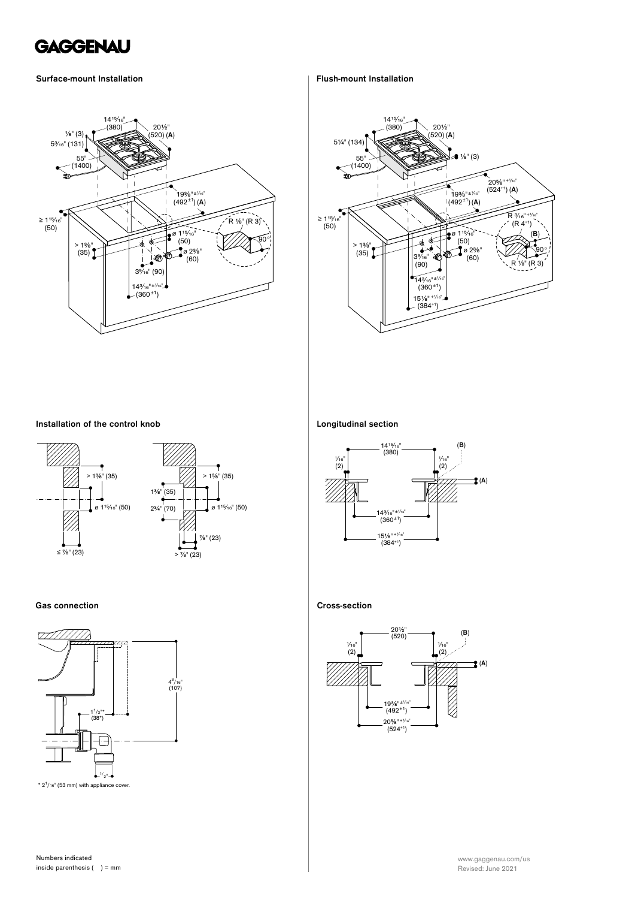# GAGGENAU

## Surface-mount Installation

14¹⁵⁄₁₆" (380)
20½" (520) (A)
⅛" (3)
5³⁄₁₆" (131)
55" (1400)
19⅜" ±¹⁄₁₆" (492±1) (A)
≥ 1¹⁵⁄₁₆" (50)
R ⅛" (R 3)
90°
> 1⅜" (35)
ø 1¹⁵⁄₁₆" (50)
ø 2⅜" (60)
3⁹⁄₁₆" (90)
14³⁄₁₆" ±¹⁄₁₆" (360±1)

## Flush-mount Installation

14¹⁵⁄₁₆" (380)
20½" (520) (A)
5¼" (134)
⅛" (3)
55" (1400)
20⅝" +¹⁄₁₆" (524+1) (A)
19⅜" ±¹⁄₁₆" (492±1) (A)
≥ 1¹⁵⁄₁₆" (50)
R ³⁄₁₆" +¹⁄₁₆" (R 4+1)
(B)
90°
R ⅛" (R 3)
> 1⅜" (35)
ø 1¹⁵⁄₁₆" (50)
ø 2⅜" (60)
3⁹⁄₁₆" (90)
14³⁄₁₆" ±¹⁄₁₆" (360±1)
15⅛" +¹⁄₁₆" (384+1)

## Installation of the control knob

> 1⅜" (35)
ø 1¹⁵⁄₁₆" (50)
≤ ⅞" (23)
> 1⅜" (35)
1⅜" (35)
2¾" (70)
ø 1¹⁵⁄₁₆" (50)
⅞" (23)
> ⅞" (23)

## Longitudinal section

14¹⁵⁄₁₆" (380)
(B)
¹⁄₁₆" (2)
¹⁄₁₆" (2)
(A)
14³⁄₁₆" ±¹⁄₁₆" (360±1)
15⅛" +¹⁄₁₆" (384+1)

## Gas connection

4³⁄₁₆" (107)
1¹⁄₂"* (38*)
¹⁄₂"

* 2¹⁄₁₆" (53 mm) with appliance cover.

## Cross-section

20½" (520)
(B)
¹⁄₁₆" (2)
¹⁄₁₆" (2)
(A)
19⅜" ±¹⁄₁₆" (492±1)
20⅝" +¹⁄₁₆" (524+1)

Numbers indicated inside parenthesis ( ) = mm

www.gaggenau.com/us
Revised: June 2021